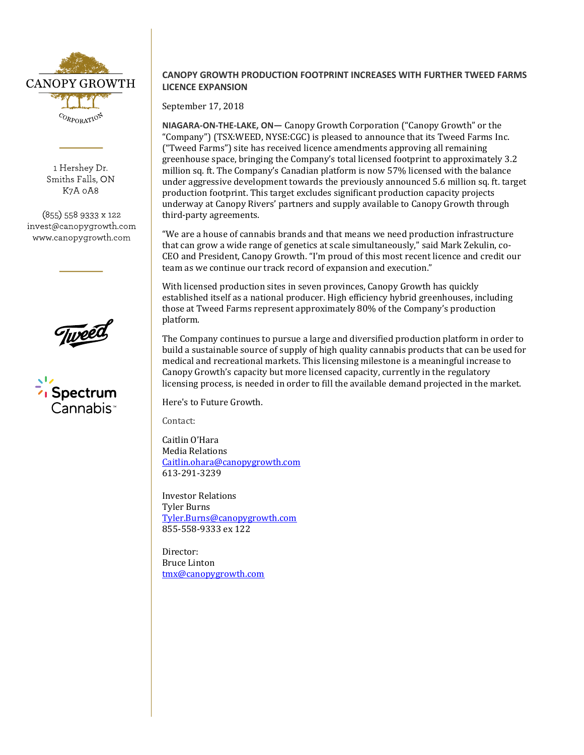CANOPY GROWTH

CORPORATION

1 Hershey Dr.
Smiths Falls, ON
K7A 0A8

(855) 558 9333 x 122
invest@canopygrowth.com
www.canopygrowth.com

# CANOPY GROWTH PRODUCTION FOOTPRINT INCREASES WITH FURTHER TWEED FARMS LICENCE EXPANSION

September 17, 2018

**NIAGARA-ON-THE-LAKE, ON—** Canopy Growth Corporation ("Canopy Growth" or the "Company") (TSX:WEED, NYSE:CGC) is pleased to announce that its Tweed Farms Inc. ("Tweed Farms") site has received licence amendments approving all remaining greenhouse space, bringing the Company's total licensed footprint to approximately 3.2 million sq. ft. The Company's Canadian platform is now 57% licensed with the balance under aggressive development towards the previously announced 5.6 million sq. ft. target production footprint. This target excludes significant production capacity projects underway at Canopy Rivers' partners and supply available to Canopy Growth through third-party agreements.

"We are a house of cannabis brands and that means we need production infrastructure that can grow a wide range of genetics at scale simultaneously," said Mark Zekulin, co-CEO and President, Canopy Growth. "I'm proud of this most recent licence and credit our team as we continue our track record of expansion and execution."

With licensed production sites in seven provinces, Canopy Growth has quickly established itself as a national producer. High efficiency hybrid greenhouses, including those at Tweed Farms represent approximately 80% of the Company's production platform.

The Company continues to pursue a large and diversified production platform in order to build a sustainable source of supply of high quality cannabis products that can be used for medical and recreational markets. This licensing milestone is a meaningful increase to Canopy Growth's capacity but more licensed capacity, currently in the regulatory licensing process, is needed in order to fill the available demand projected in the market.

Here's to Future Growth.

Contact:

Caitlin O'Hara
Media Relations
Caitlin.ohara@canopygrowth.com
613-291-3239

Investor Relations
Tyler Burns
Tyler.Burns@canopygrowth.com
855-558-9333 ex 122

Director:
Bruce Linton
tmx@canopygrowth.com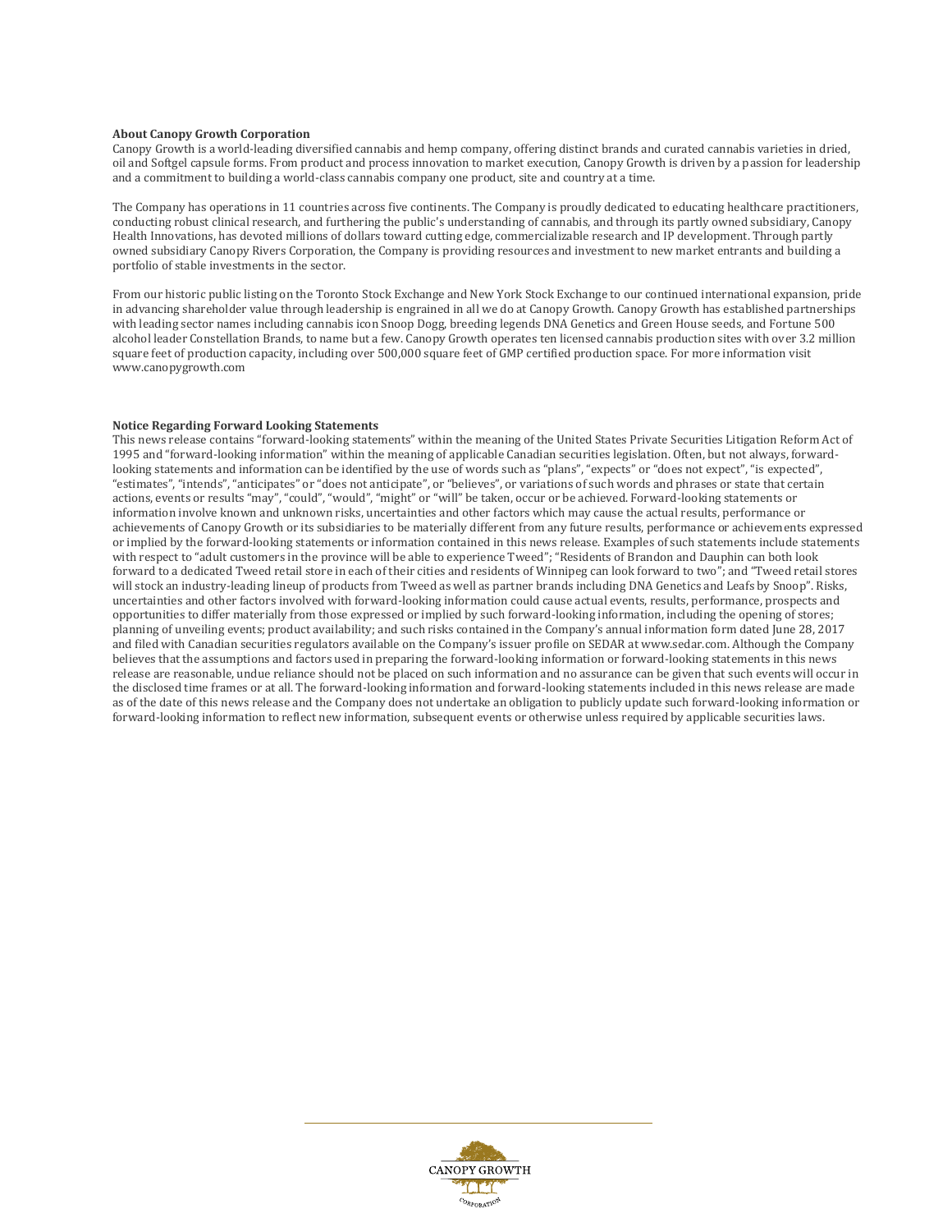**About Canopy Growth Corporation**

Canopy Growth is a world-leading diversified cannabis and hemp company, offering distinct brands and curated cannabis varieties in dried, oil and Softgel capsule forms. From product and process innovation to market execution, Canopy Growth is driven by a passion for leadership and a commitment to building a world-class cannabis company one product, site and country at a time.

The Company has operations in 11 countries across five continents. The Company is proudly dedicated to educating healthcare practitioners, conducting robust clinical research, and furthering the public's understanding of cannabis, and through its partly owned subsidiary, Canopy Health Innovations, has devoted millions of dollars toward cutting edge, commercializable research and IP development. Through partly owned subsidiary Canopy Rivers Corporation, the Company is providing resources and investment to new market entrants and building a portfolio of stable investments in the sector.

From our historic public listing on the Toronto Stock Exchange and New York Stock Exchange to our continued international expansion, pride in advancing shareholder value through leadership is engrained in all we do at Canopy Growth. Canopy Growth has established partnerships with leading sector names including cannabis icon Snoop Dogg, breeding legends DNA Genetics and Green House seeds, and Fortune 500 alcohol leader Constellation Brands, to name but a few. Canopy Growth operates ten licensed cannabis production sites with over 3.2 million square feet of production capacity, including over 500,000 square feet of GMP certified production space. For more information visit www.canopygrowth.com

**Notice Regarding Forward Looking Statements**

This news release contains "forward-looking statements" within the meaning of the United States Private Securities Litigation Reform Act of 1995 and "forward-looking information" within the meaning of applicable Canadian securities legislation. Often, but not always, forward-looking statements and information can be identified by the use of words such as "plans", "expects" or "does not expect", "is expected", "estimates", "intends", "anticipates" or "does not anticipate", or "believes", or variations of such words and phrases or state that certain actions, events or results "may", "could", "would", "might" or "will" be taken, occur or be achieved. Forward-looking statements or information involve known and unknown risks, uncertainties and other factors which may cause the actual results, performance or achievements of Canopy Growth or its subsidiaries to be materially different from any future results, performance or achievements expressed or implied by the forward-looking statements or information contained in this news release. Examples of such statements include statements with respect to "adult customers in the province will be able to experience Tweed"; "Residents of Brandon and Dauphin can both look forward to a dedicated Tweed retail store in each of their cities and residents of Winnipeg can look forward to two"; and "Tweed retail stores will stock an industry-leading lineup of products from Tweed as well as partner brands including DNA Genetics and Leafs by Snoop". Risks, uncertainties and other factors involved with forward-looking information could cause actual events, results, performance, prospects and opportunities to differ materially from those expressed or implied by such forward-looking information, including the opening of stores; planning of unveiling events; product availability; and such risks contained in the Company's annual information form dated June 28, 2017 and filed with Canadian securities regulators available on the Company's issuer profile on SEDAR at www.sedar.com. Although the Company believes that the assumptions and factors used in preparing the forward-looking information or forward-looking statements in this news release are reasonable, undue reliance should not be placed on such information and no assurance can be given that such events will occur in the disclosed time frames or at all. The forward-looking information and forward-looking statements included in this news release are made as of the date of this news release and the Company does not undertake an obligation to publicly update such forward-looking information or forward-looking information to reflect new information, subsequent events or otherwise unless required by applicable securities laws.